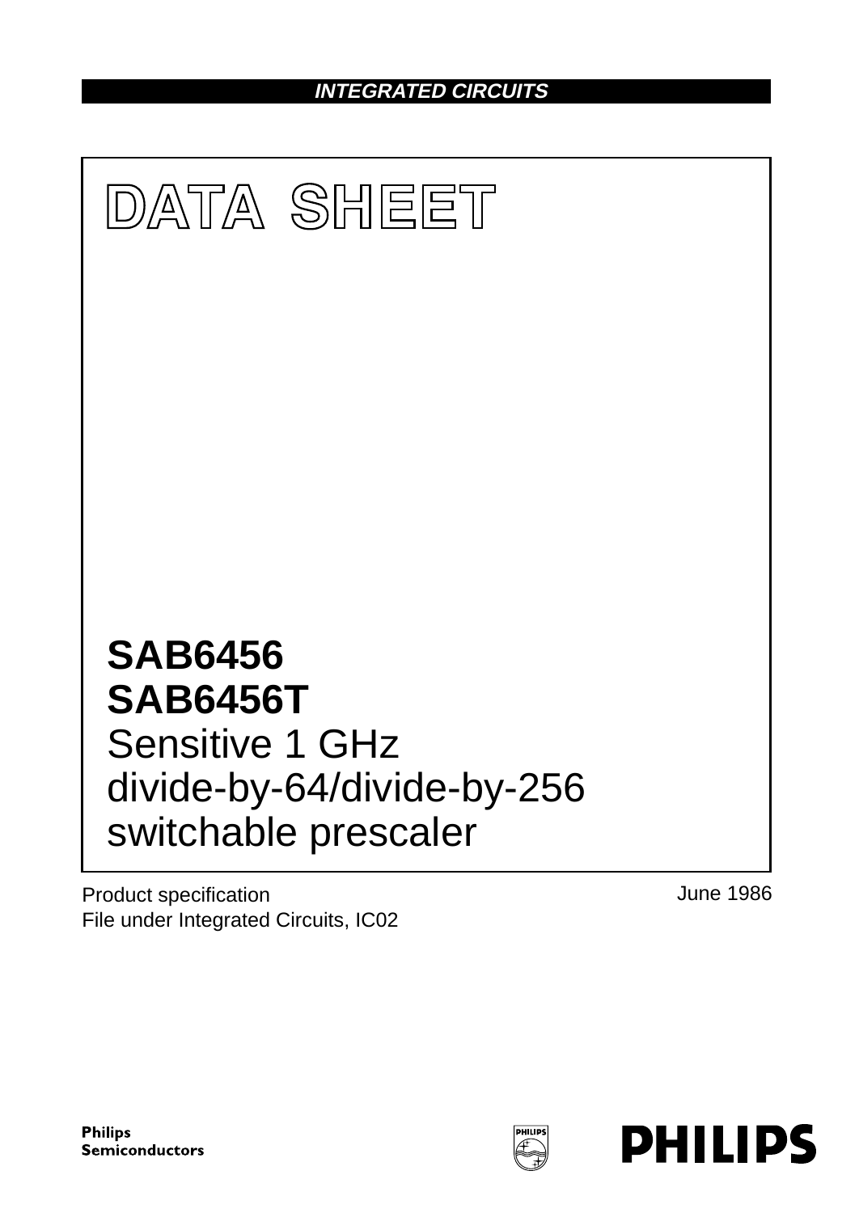INTEGRATED CIRCUITS

# DATA SHEET

# SAB6456
# SAB6456T
## Sensitive 1 GHz divide-by-64/divide-by-256 switchable prescaler

Product specification
File under Integrated Circuits, IC02

June 1986

Philips Semiconductors

PHILIPS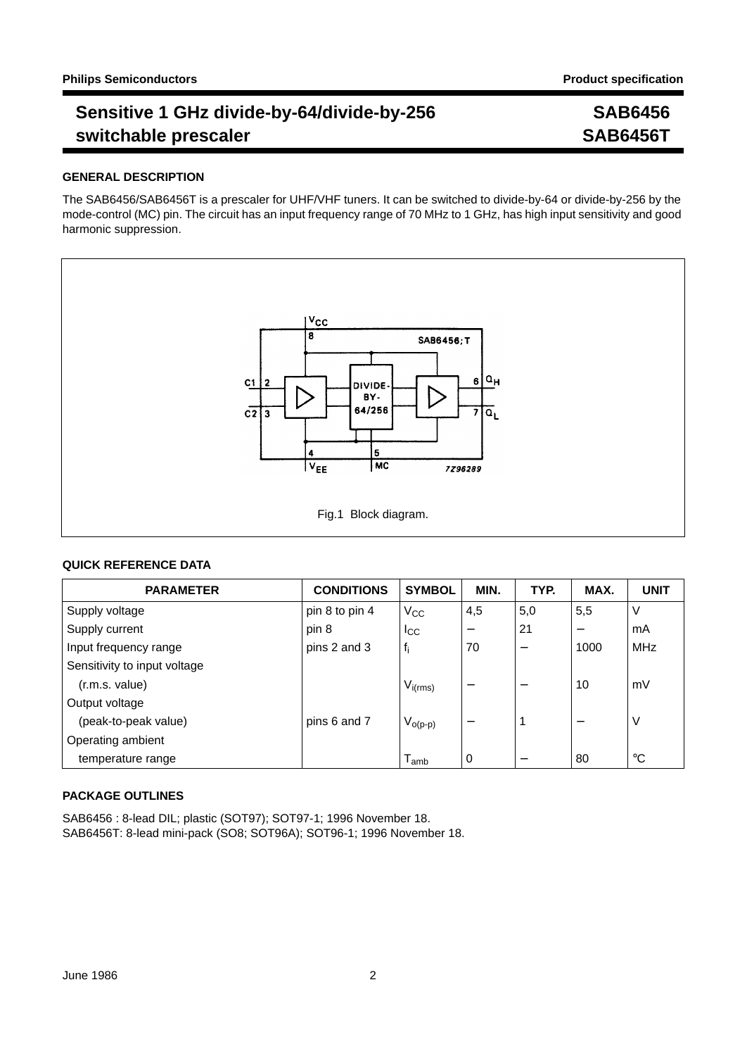# Sensitive 1 GHz divide-by-64/divide-by-256 switchable prescaler

**SAB6456**
**SAB6456T**

## GENERAL DESCRIPTION

The SAB6456/SAB6456T is a prescaler for UHF/VHF tuners. It can be switched to divide-by-64 or divide-by-256 by the mode-control (MC) pin. The circuit has an input frequency range of 70 MHz to 1 GHz, has high input sensitivity and good harmonic suppression.

Fig.1 Block diagram.

## QUICK REFERENCE DATA

| PARAMETER | CONDITIONS | SYMBOL | MIN. | TYP. | MAX. | UNIT |
|---|---|---|---|---|---|---|
| Supply voltage | pin 8 to pin 4 | $V_{CC}$ | 4,5 | 5,0 | 5,5 | V |
| Supply current | pin 8 | $I_{CC}$ | − | 21 | − | mA |
| Input frequency range | pins 2 and 3 | $f_i$ | 70 | − | 1000 | MHz |
| Sensitivity to input voltage (r.m.s. value) | | $V_{i(rms)}$ | − | − | 10 | mV |
| Output voltage (peak-to-peak value) | pins 6 and 7 | $V_{o(p-p)}$ | − | 1 | − | V |
| Operating ambient temperature range | | $T_{amb}$ | 0 | − | 80 | °C |

## PACKAGE OUTLINES

SAB6456 : 8-lead DIL; plastic (SOT97); SOT97-1; 1996 November 18.
SAB6456T: 8-lead mini-pack (SO8; SOT96A); SOT96-1; 1996 November 18.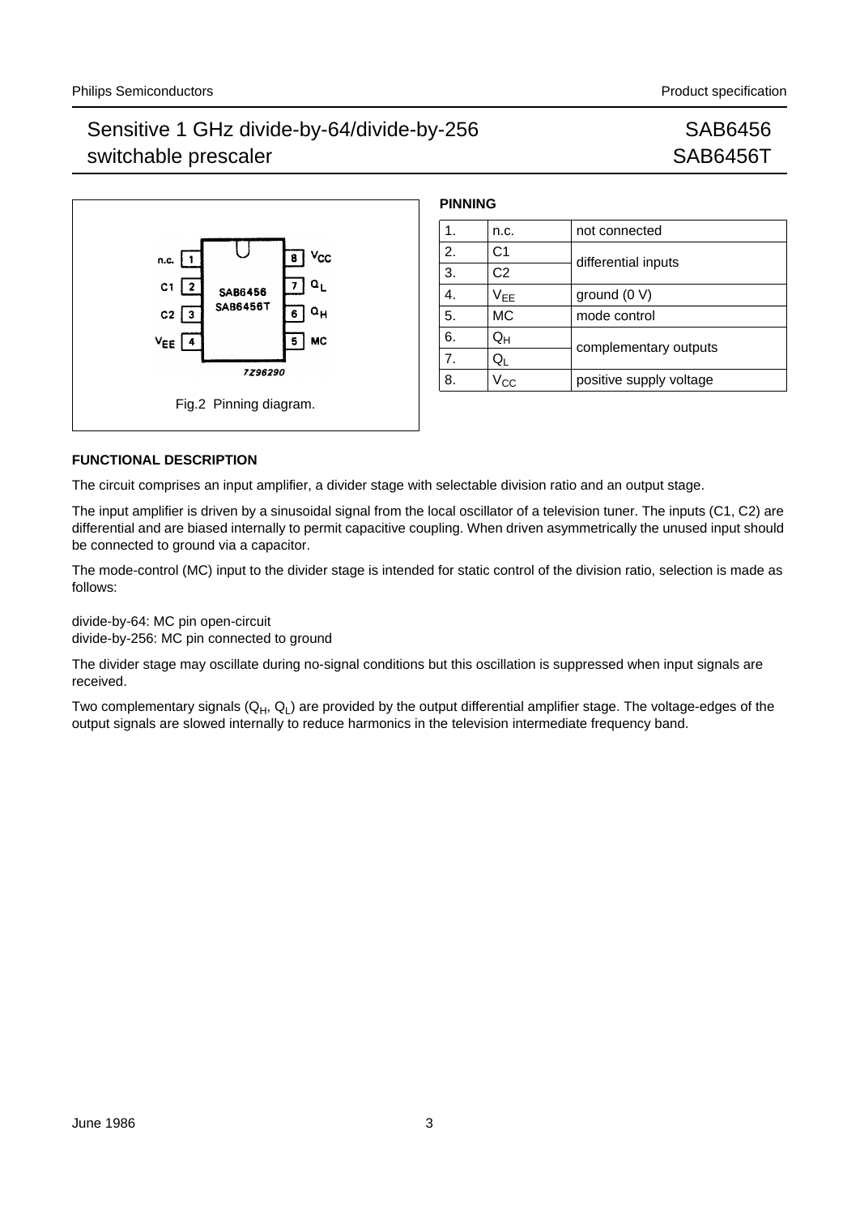Fig.2 Pinning diagram.

## PINNING

| | | |
|---|---|---|
| 1. | n.c. | not connected |
| 2. | C1 | differential inputs |
| 3. | C2 | |
| 4. | $V_{EE}$ | ground (0 V) |
| 5. | MC | mode control |
| 6. | $Q_H$ | complementary outputs |
| 7. | $Q_L$ | |
| 8. | $V_{CC}$ | positive supply voltage |

## FUNCTIONAL DESCRIPTION

The circuit comprises an input amplifier, a divider stage with selectable division ratio and an output stage.

The input amplifier is driven by a sinusoidal signal from the local oscillator of a television tuner. The inputs (C1, C2) are differential and are biased internally to permit capacitive coupling. When driven asymmetrically the unused input should be connected to ground via a capacitor.

The mode-control (MC) input to the divider stage is intended for static control of the division ratio, selection is made as follows:

divide-by-64: MC pin open-circuit
divide-by-256: MC pin connected to ground

The divider stage may oscillate during no-signal conditions but this oscillation is suppressed when input signals are received.

Two complementary signals ($Q_H$, $Q_L$) are provided by the output differential amplifier stage. The voltage-edges of the output signals are slowed internally to reduce harmonics in the television intermediate frequency band.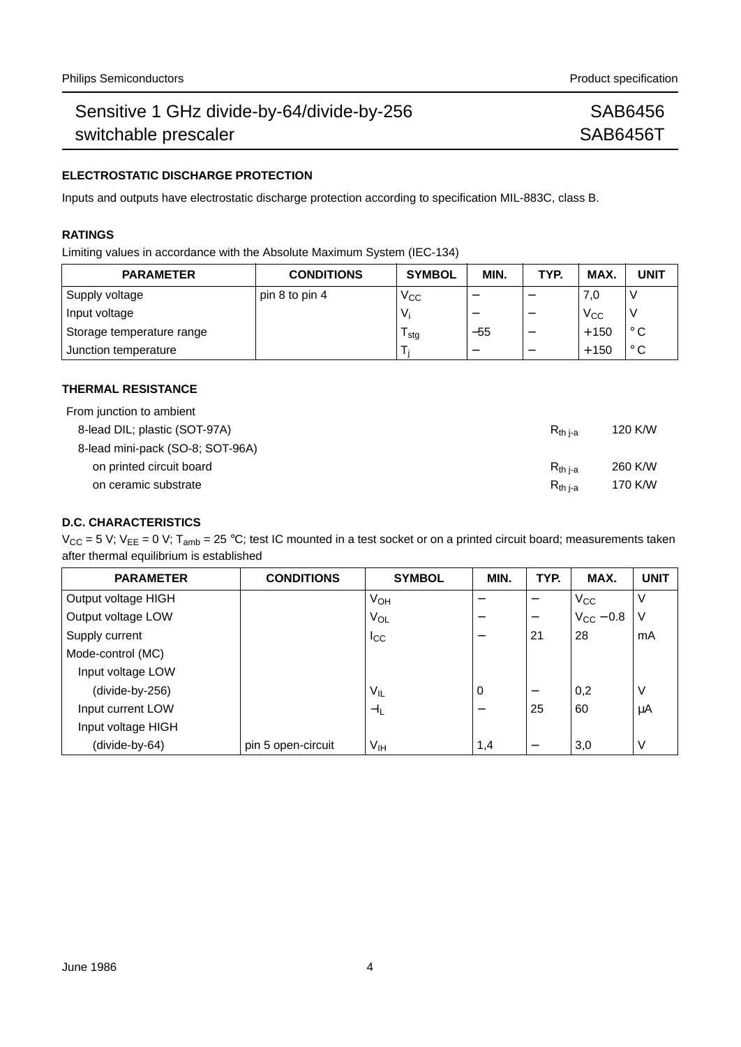## ELECTROSTATIC DISCHARGE PROTECTION

Inputs and outputs have electrostatic discharge protection according to specification MIL-883C, class B.

## RATINGS

Limiting values in accordance with the Absolute Maximum System (IEC-134)

| PARAMETER | CONDITIONS | SYMBOL | MIN. | TYP. | MAX. | UNIT |
|---|---|---|---|---|---|---|
| Supply voltage | pin 8 to pin 4 | $V_{CC}$ | − | − | 7,0 | V |
| Input voltage | | $V_i$ | − | − | $V_{CC}$ | V |
| Storage temperature range | | $T_{stg}$ | −55 | − | +150 | °C |
| Junction temperature | | $T_j$ | − | − | +150 | °C |

## THERMAL RESISTANCE

From junction to ambient

| | | |
|---|---|---|
| 8-lead DIL; plastic (SOT-97A) | $R_{th\ j\text{-}a}$ | 120 K/W |
| 8-lead mini-pack (SO-8; SOT-96A) | | |
| on printed circuit board | $R_{th\ j\text{-}a}$ | 260 K/W |
| on ceramic substrate | $R_{th\ j\text{-}a}$ | 170 K/W |

## D.C. CHARACTERISTICS

$V_{CC}$ = 5 V; $V_{EE}$ = 0 V; $T_{amb}$ = 25 °C; test IC mounted in a test socket or on a printed circuit board; measurements taken after thermal equilibrium is established

| PARAMETER | CONDITIONS | SYMBOL | MIN. | TYP. | MAX. | UNIT |
|---|---|---|---|---|---|---|
| Output voltage HIGH | | $V_{OH}$ | − | − | $V_{CC}$ | V |
| Output voltage LOW | | $V_{OL}$ | − | − | $V_{CC}$ − 0.8 | V |
| Supply current | | $I_{CC}$ | − | 21 | 28 | mA |
| Mode-control (MC) | | | | | | |
| Input voltage LOW | | | | | | |
| (divide-by-256) | | $V_{IL}$ | 0 | − | 0,2 | V |
| Input current LOW | | $-I_L$ | − | 25 | 60 | μA |
| Input voltage HIGH | | | | | | |
| (divide-by-64) | pin 5 open-circuit | $V_{IH}$ | 1,4 | − | 3,0 | V |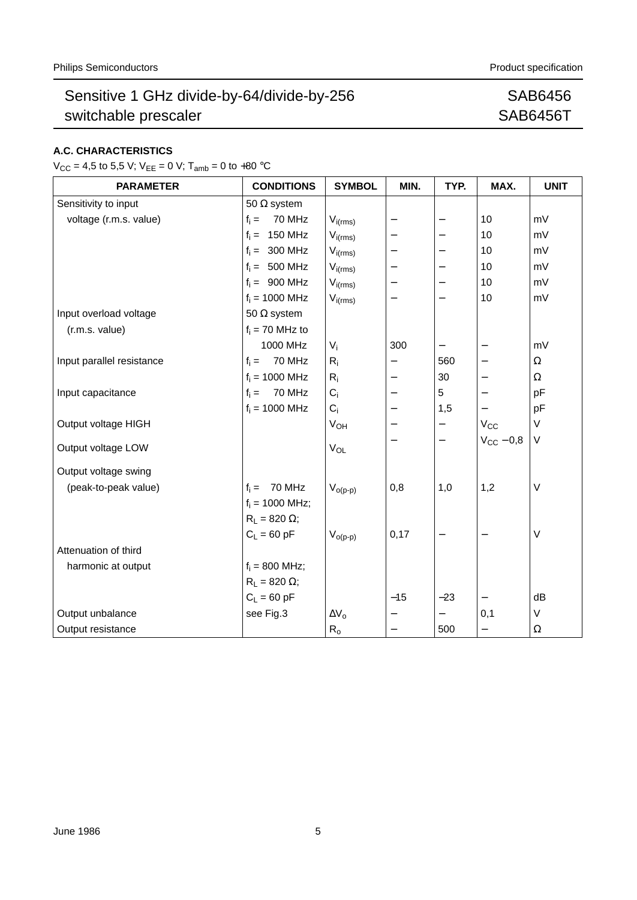## A.C. CHARACTERISTICS

$V_{CC}$ = 4,5 to 5,5 V; $V_{EE}$ = 0 V; $T_{amb}$ = 0 to +80 °C

| PARAMETER | CONDITIONS | SYMBOL | MIN. | TYP. | MAX. | UNIT |
|---|---|---|---|---|---|---|
| Sensitivity to input voltage (r.m.s. value) | 50 Ω system | | | | | |
| | $f_i$ = 70 MHz | $V_{i(rms)}$ | − | − | 10 | mV |
| | $f_i$ = 150 MHz | $V_{i(rms)}$ | − | − | 10 | mV |
| | $f_i$ = 300 MHz | $V_{i(rms)}$ | − | − | 10 | mV |
| | $f_i$ = 500 MHz | $V_{i(rms)}$ | − | − | 10 | mV |
| | $f_i$ = 900 MHz | $V_{i(rms)}$ | − | − | 10 | mV |
| | $f_i$ = 1000 MHz | $V_{i(rms)}$ | − | − | 10 | mV |
| Input overload voltage (r.m.s. value) | 50 Ω system; $f_i$ = 70 MHz to 1000 MHz | $V_i$ | 300 | − | − | mV |
| Input parallel resistance | $f_i$ = 70 MHz | $R_i$ | − | 560 | − | Ω |
| | $f_i$ = 1000 MHz | $R_i$ | − | 30 | − | Ω |
| Input capacitance | $f_i$ = 70 MHz | $C_i$ | − | 5 | − | pF |
| | $f_i$ = 1000 MHz | $C_i$ | − | 1,5 | − | pF |
| Output voltage HIGH | | $V_{OH}$ | − | − | $V_{CC}$ | V |
| Output voltage LOW | | $V_{OL}$ | − | − | $V_{CC}$ − 0,8 | V |
| Output voltage swing (peak-to-peak value) | $f_i$ = 70 MHz | $V_{o(p-p)}$ | 0,8 | 1,0 | 1,2 | V |
| | $f_i$ = 1000 MHz; $R_L$ = 820 Ω; $C_L$ = 60 pF | $V_{o(p-p)}$ | 0,17 | − | − | V |
| Attenuation of third harmonic at output | $f_i$ = 800 MHz; $R_L$ = 820 Ω; $C_L$ = 60 pF | | −15 | −23 | − | dB |
| Output unbalance | see Fig.3 | $\Delta V_o$ | − | − | 0,1 | V |
| Output resistance | | $R_o$ | − | 500 | − | Ω |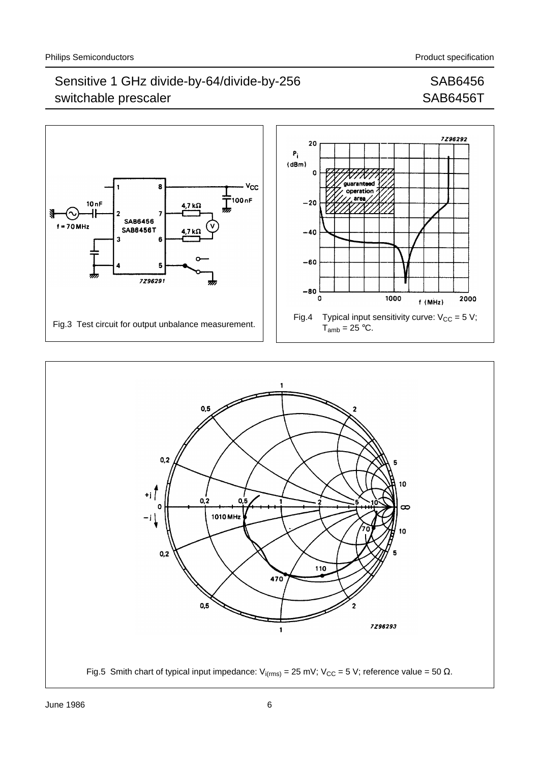Fig.3 Test circuit for output unbalance measurement.

Fig.4 Typical input sensitivity curve: $V_{CC}$ = 5 V; $T_{amb}$ = 25 °C.

Fig.5 Smith chart of typical input impedance: $V_{i(rms)}$ = 25 mV; $V_{CC}$ = 5 V; reference value = 50 Ω.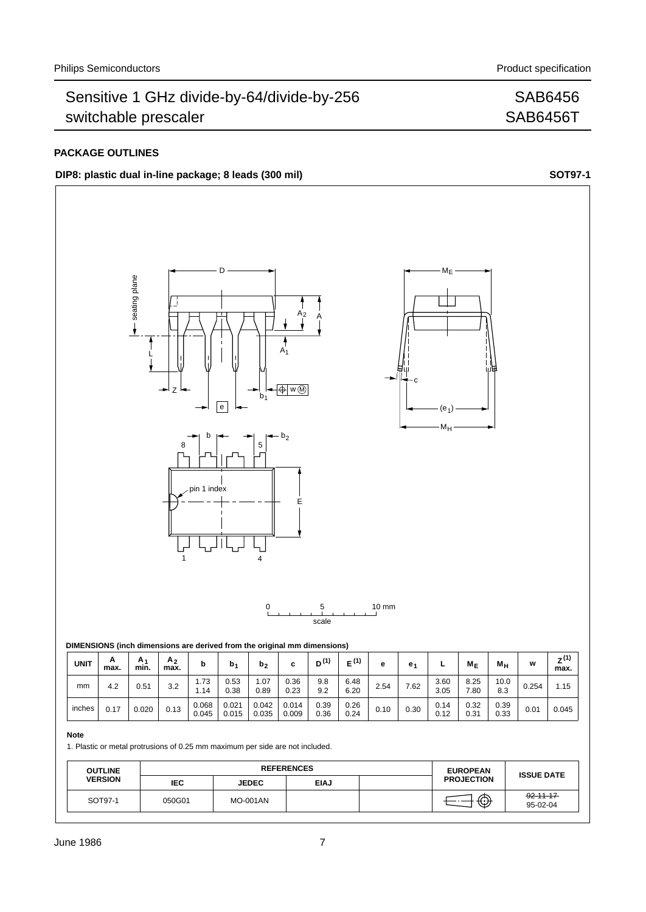## PACKAGE OUTLINES

**DIP8: plastic dual in-line package; 8 leads (300 mil)** **SOT97-1**

**DIMENSIONS (inch dimensions are derived from the original mm dimensions)**

| UNIT | A max. | $A_1$ min. | $A_2$ max. | b | $b_1$ | $b_2$ | c | $D^{(1)}$ | $E^{(1)}$ | e | $e_1$ | L | $M_E$ | $M_H$ | w | $Z^{(1)}$ max. |
|---|---|---|---|---|---|---|---|---|---|---|---|---|---|---|---|---|
| mm | 4.2 | 0.51 | 3.2 | 1.73 1.14 | 0.53 0.38 | 1.07 0.89 | 0.36 0.23 | 9.8 9.2 | 6.48 6.20 | 2.54 | 7.62 | 3.60 3.05 | 8.25 7.80 | 10.0 8.3 | 0.254 | 1.15 |
| inches | 0.17 | 0.020 | 0.13 | 0.068 0.045 | 0.021 0.015 | 0.042 0.035 | 0.014 0.009 | 0.39 0.36 | 0.26 0.24 | 0.10 | 0.30 | 0.14 0.12 | 0.32 0.31 | 0.39 0.33 | 0.01 | 0.045 |

**Note**

1. Plastic or metal protrusions of 0.25 mm maximum per side are not included.

| OUTLINE VERSION | REFERENCES | | | | EUROPEAN PROJECTION | ISSUE DATE |
|---|---|---|---|---|---|---|
| | IEC | JEDEC | EIAJ | | | |
| SOT97-1 | 050G01 | MO-001AN | | | | ~~92-11-17~~ 95-02-04 |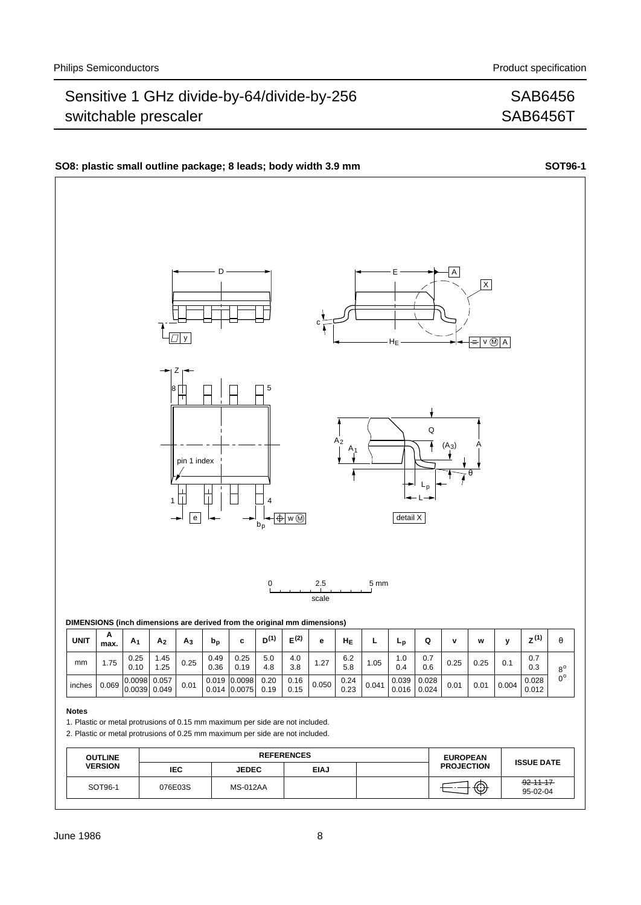**SO8: plastic small outline package; 8 leads; body width 3.9 mm** **SOT96-1**

**DIMENSIONS (inch dimensions are derived from the original mm dimensions)**

| UNIT | A max. | $A_1$ | $A_2$ | $A_3$ | $b_p$ | c | $D^{(1)}$ | $E^{(2)}$ | e | $H_E$ | L | $L_p$ | Q | v | w | y | $Z^{(1)}$ | θ |
|---|---|---|---|---|---|---|---|---|---|---|---|---|---|---|---|---|---|---|
| mm | 1.75 | 0.25<br>0.10 | 1.45<br>1.25 | 0.25 | 0.49<br>0.36 | 0.25<br>0.19 | 5.0<br>4.8 | 4.0<br>3.8 | 1.27 | 6.2<br>5.8 | 1.05 | 1.0<br>0.4 | 0.7<br>0.6 | 0.25 | 0.25 | 0.1 | 0.7<br>0.3 | 8°<br>0° |
| inches | 0.069 | 0.0098<br>0.0039 | 0.057<br>0.049 | 0.01 | 0.019<br>0.014 | 0.0098<br>0.0075 | 0.20<br>0.19 | 0.16<br>0.15 | 0.050 | 0.24<br>0.23 | 0.041 | 0.039<br>0.016 | 0.028<br>0.024 | 0.01 | 0.01 | 0.004 | 0.028<br>0.012 | |

**Notes**

1. Plastic or metal protrusions of 0.15 mm maximum per side are not included.
2. Plastic or metal protrusions of 0.25 mm maximum per side are not included.

| OUTLINE VERSION | REFERENCES | | | | EUROPEAN PROJECTION | ISSUE DATE |
|---|---|---|---|---|---|---|
| | IEC | JEDEC | EIAJ | | | |
| SOT96-1 | 076E03S | MS-012AA | | | | ~~92-11-17~~<br>95-02-04 |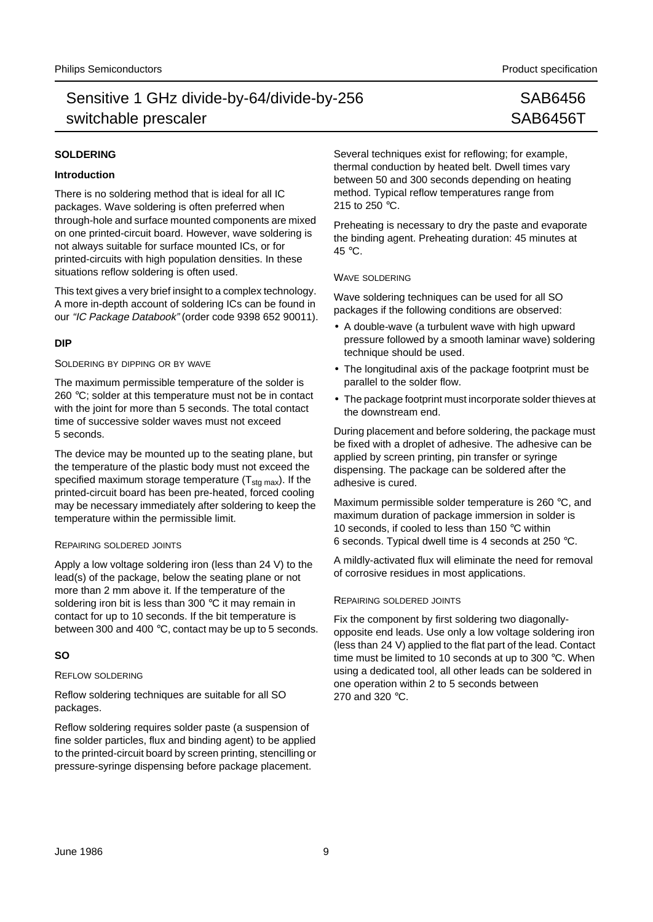## SOLDERING

### Introduction

There is no soldering method that is ideal for all IC packages. Wave soldering is often preferred when through-hole and surface mounted components are mixed on one printed-circuit board. However, wave soldering is not always suitable for surface mounted ICs, or for printed-circuits with high population densities. In these situations reflow soldering is often used.

This text gives a very brief insight to a complex technology. A more in-depth account of soldering ICs can be found in our *"IC Package Databook"* (order code 9398 652 90011).

### DIP

#### SOLDERING BY DIPPING OR BY WAVE

The maximum permissible temperature of the solder is 260 °C; solder at this temperature must not be in contact with the joint for more than 5 seconds. The total contact time of successive solder waves must not exceed 5 seconds.

The device may be mounted up to the seating plane, but the temperature of the plastic body must not exceed the specified maximum storage temperature ($T_{stg\ max}$). If the printed-circuit board has been pre-heated, forced cooling may be necessary immediately after soldering to keep the temperature within the permissible limit.

#### REPAIRING SOLDERED JOINTS

Apply a low voltage soldering iron (less than 24 V) to the lead(s) of the package, below the seating plane or not more than 2 mm above it. If the temperature of the soldering iron bit is less than 300 °C it may remain in contact for up to 10 seconds. If the bit temperature is between 300 and 400 °C, contact may be up to 5 seconds.

### SO

#### REFLOW SOLDERING

Reflow soldering techniques are suitable for all SO packages.

Reflow soldering requires solder paste (a suspension of fine solder particles, flux and binding agent) to be applied to the printed-circuit board by screen printing, stencilling or pressure-syringe dispensing before package placement.

Several techniques exist for reflowing; for example, thermal conduction by heated belt. Dwell times vary between 50 and 300 seconds depending on heating method. Typical reflow temperatures range from 215 to 250 °C.

Preheating is necessary to dry the paste and evaporate the binding agent. Preheating duration: 45 minutes at 45 °C.

#### WAVE SOLDERING

Wave soldering techniques can be used for all SO packages if the following conditions are observed:

- A double-wave (a turbulent wave with high upward pressure followed by a smooth laminar wave) soldering technique should be used.
- The longitudinal axis of the package footprint must be parallel to the solder flow.
- The package footprint must incorporate solder thieves at the downstream end.

During placement and before soldering, the package must be fixed with a droplet of adhesive. The adhesive can be applied by screen printing, pin transfer or syringe dispensing. The package can be soldered after the adhesive is cured.

Maximum permissible solder temperature is 260 °C, and maximum duration of package immersion in solder is 10 seconds, if cooled to less than 150 °C within 6 seconds. Typical dwell time is 4 seconds at 250 °C.

A mildly-activated flux will eliminate the need for removal of corrosive residues in most applications.

#### REPAIRING SOLDERED JOINTS

Fix the component by first soldering two diagonally-opposite end leads. Use only a low voltage soldering iron (less than 24 V) applied to the flat part of the lead. Contact time must be limited to 10 seconds at up to 300 °C. When using a dedicated tool, all other leads can be soldered in one operation within 2 to 5 seconds between 270 and 320 °C.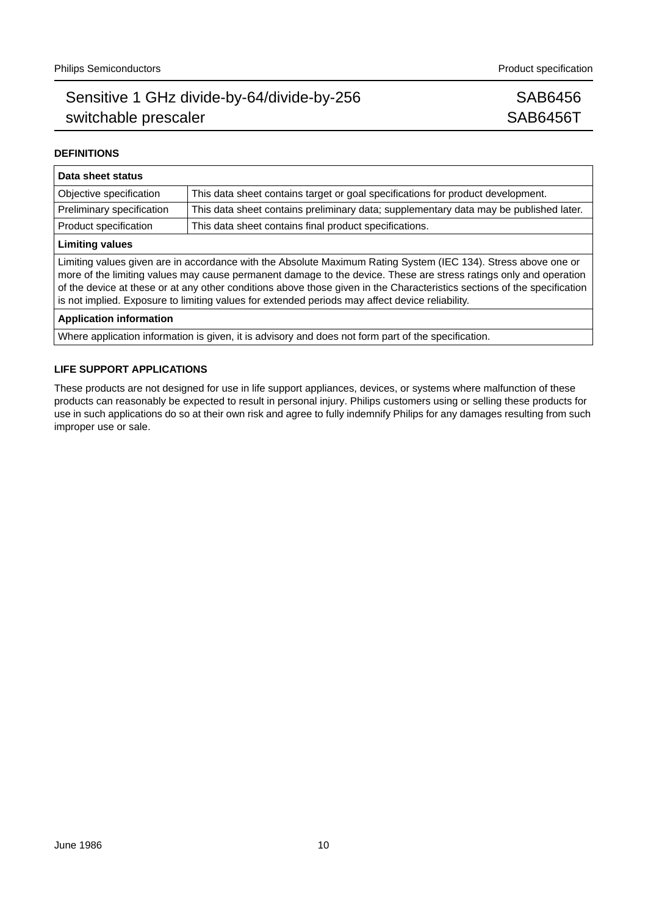## DEFINITIONS

| | |
|---|---|
| **Data sheet status** | |
| Objective specification | This data sheet contains target or goal specifications for product development. |
| Preliminary specification | This data sheet contains preliminary data; supplementary data may be published later. |
| Product specification | This data sheet contains final product specifications. |
| **Limiting values** | |
| Limiting values given are in accordance with the Absolute Maximum Rating System (IEC 134). Stress above one or more of the limiting values may cause permanent damage to the device. These are stress ratings only and operation of the device at these or at any other conditions above those given in the Characteristics sections of the specification is not implied. Exposure to limiting values for extended periods may affect device reliability. | |
| **Application information** | |
| Where application information is given, it is advisory and does not form part of the specification. | |

## LIFE SUPPORT APPLICATIONS

These products are not designed for use in life support appliances, devices, or systems where malfunction of these products can reasonably be expected to result in personal injury. Philips customers using or selling these products for use in such applications do so at their own risk and agree to fully indemnify Philips for any damages resulting from such improper use or sale.